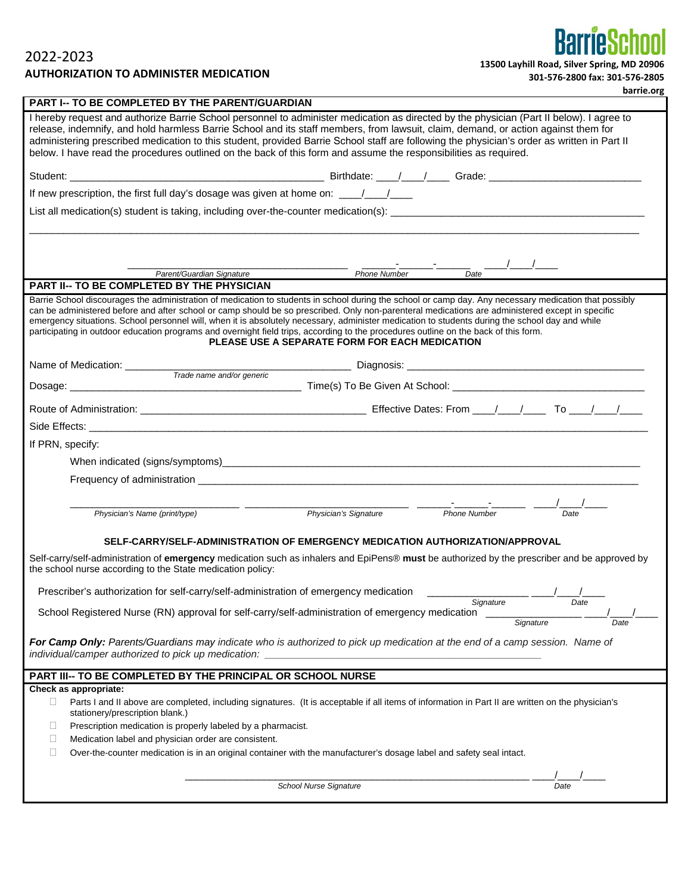# 2022-2023

## AUTHORIZATION TO ADMINISTER MEDICATION

BarrieSchool

**13500 Layhill Road, Silver Spring, MD 20906**
**301-576-2800 fax: 301-576-2805**
**barrie.org**

### PART I-- TO BE COMPLETED BY THE PARENT/GUARDIAN

I hereby request and authorize Barrie School personnel to administer medication as directed by the physician (Part II below). I agree to release, indemnify, and hold harmless Barrie School and its staff members, from lawsuit, claim, demand, or action against them for administering prescribed medication to this student, provided Barrie School staff are following the physician's order as written in Part II below. I have read the procedures outlined on the back of this form and assume the responsibilities as required.

Student: ____________________________________________ Birthdate: ____/____/____ Grade: __________________________

If new prescription, the first full day's dosage was given at home on: ____/____/____

List all medication(s) student is taking, including over-the-counter medication(s): ____________________________________________

______________________________________________________________________________________________________

________________________________________ ______-______-______ ____/____/____
*Parent/Guardian Signature* — *Phone Number* — *Date*

### PART II-- TO BE COMPLETED BY THE PHYSICIAN

Barrie School discourages the administration of medication to students in school during the school or camp day. Any necessary medication that possibly can be administered before and after school or camp should be so prescribed. Only non-parenteral medications are administered except in specific emergency situations. School personnel will, when it is absolutely necessary, administer medication to students during the school day and while participating in outdoor education programs and overnight field trips, according to the procedures outline on the back of this form.

**PLEASE USE A SEPARATE FORM FOR EACH MEDICATION**

Name of Medication: ______________________________________ Diagnosis: ____________________________________________
*Trade name and/or generic*

Dosage: __________________________________________ Time(s) To Be Given At School: ____________________________________

Route of Administration: ________________________________________ Effective Dates: From ____/____/____ To ____/____/____

Side Effects: ______________________________________________________________________________________________

If PRN, specify:

When indicated (signs/symptoms)_____________________________________________________________________________

Frequency of administration ________________________________________________________________________________

______________________________ ______________________________ ______-______-______ ____/____/____
*Physician's Name (print/type)* — *Physician's Signature* — *Phone Number* — *Date*

**SELF-CARRY/SELF-ADMINISTRATION OF EMERGENCY MEDICATION AUTHORIZATION/APPROVAL**

Self-carry/self-administration of **emergency** medication such as inhalers and EpiPens® **must** be authorized by the prescriber and be approved by the school nurse according to the State medication policy:

Prescriber's authorization for self-carry/self-administration of emergency medication __________________ ____/____/____
*Signature* — *Date*

School Registered Nurse (RN) approval for self-carry/self-administration of emergency medication __________________ ____/____/____
*Signature* — *Date*

***For Camp Only:*** *Parents/Guardians may indicate who is authorized to pick up medication at the end of a camp session. Name of individual/camper authorized to pick up medication:* ____________________________________________________

### PART III-- TO BE COMPLETED BY THE PRINCIPAL OR SCHOOL NURSE

**Check as appropriate:**

- ☐ Parts I and II above are completed, including signatures. (It is acceptable if all items of information in Part II are written on the physician's stationery/prescription blank.)
- ☐ Prescription medication is properly labeled by a pharmacist.
- ☐ Medication label and physician order are consistent.
- ☐ Over-the-counter medication is in an original container with the manufacturer's dosage label and safety seal intact.

______________________________________________________________ ____/____/____
*School Nurse Signature* — *Date*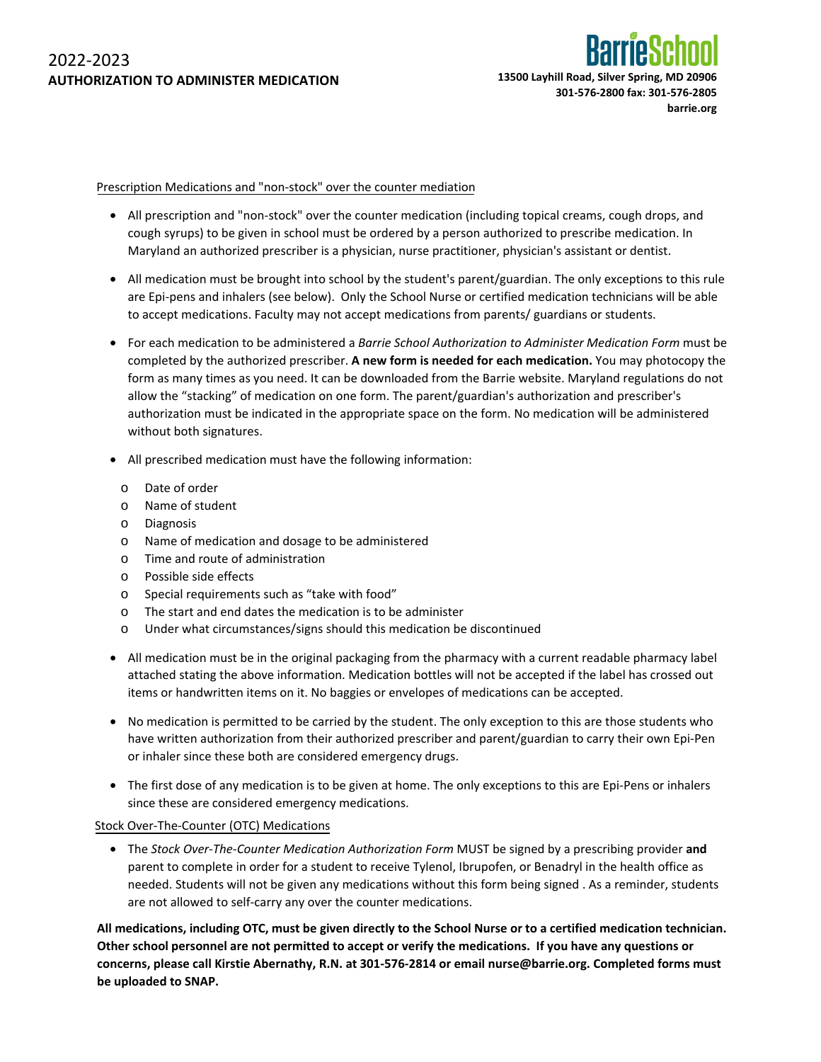# 2022-2023
## AUTHORIZATION TO ADMINISTER MEDICATION

**BarrieSchool**
**13500 Layhill Road, Silver Spring, MD 20906**
**301-576-2800 fax: 301-576-2805**
**barrie.org**

Prescription Medications and "non-stock" over the counter mediation

- All prescription and "non-stock" over the counter medication (including topical creams, cough drops, and cough syrups) to be given in school must be ordered by a person authorized to prescribe medication. In Maryland an authorized prescriber is a physician, nurse practitioner, physician's assistant or dentist.
- All medication must be brought into school by the student's parent/guardian. The only exceptions to this rule are Epi-pens and inhalers (see below). Only the School Nurse or certified medication technicians will be able to accept medications. Faculty may not accept medications from parents/ guardians or students.
- For each medication to be administered a *Barrie School Authorization to Administer Medication Form* must be completed by the authorized prescriber. **A new form is needed for each medication.** You may photocopy the form as many times as you need. It can be downloaded from the Barrie website. Maryland regulations do not allow the "stacking" of medication on one form. The parent/guardian's authorization and prescriber's authorization must be indicated in the appropriate space on the form. No medication will be administered without both signatures.
- All prescribed medication must have the following information:
  - Date of order
  - Name of student
  - Diagnosis
  - Name of medication and dosage to be administered
  - Time and route of administration
  - Possible side effects
  - Special requirements such as "take with food"
  - The start and end dates the medication is to be administer
  - Under what circumstances/signs should this medication be discontinued
- All medication must be in the original packaging from the pharmacy with a current readable pharmacy label attached stating the above information. Medication bottles will not be accepted if the label has crossed out items or handwritten items on it. No baggies or envelopes of medications can be accepted.
- No medication is permitted to be carried by the student. The only exception to this are those students who have written authorization from their authorized prescriber and parent/guardian to carry their own Epi-Pen or inhaler since these both are considered emergency drugs.
- The first dose of any medication is to be given at home. The only exceptions to this are Epi-Pens or inhalers since these are considered emergency medications.

Stock Over-The-Counter (OTC) Medications

- The *Stock Over-The-Counter Medication Authorization Form* MUST be signed by a prescribing provider **and** parent to complete in order for a student to receive Tylenol, Ibrupofen, or Benadryl in the health office as needed. Students will not be given any medications without this form being signed . As a reminder, students are not allowed to self-carry any over the counter medications.

**All medications, including OTC, must be given directly to the School Nurse or to a certified medication technician. Other school personnel are not permitted to accept or verify the medications. If you have any questions or concerns, please call Kirstie Abernathy, R.N. at 301-576-2814 or email nurse@barrie.org. Completed forms must be uploaded to SNAP.**